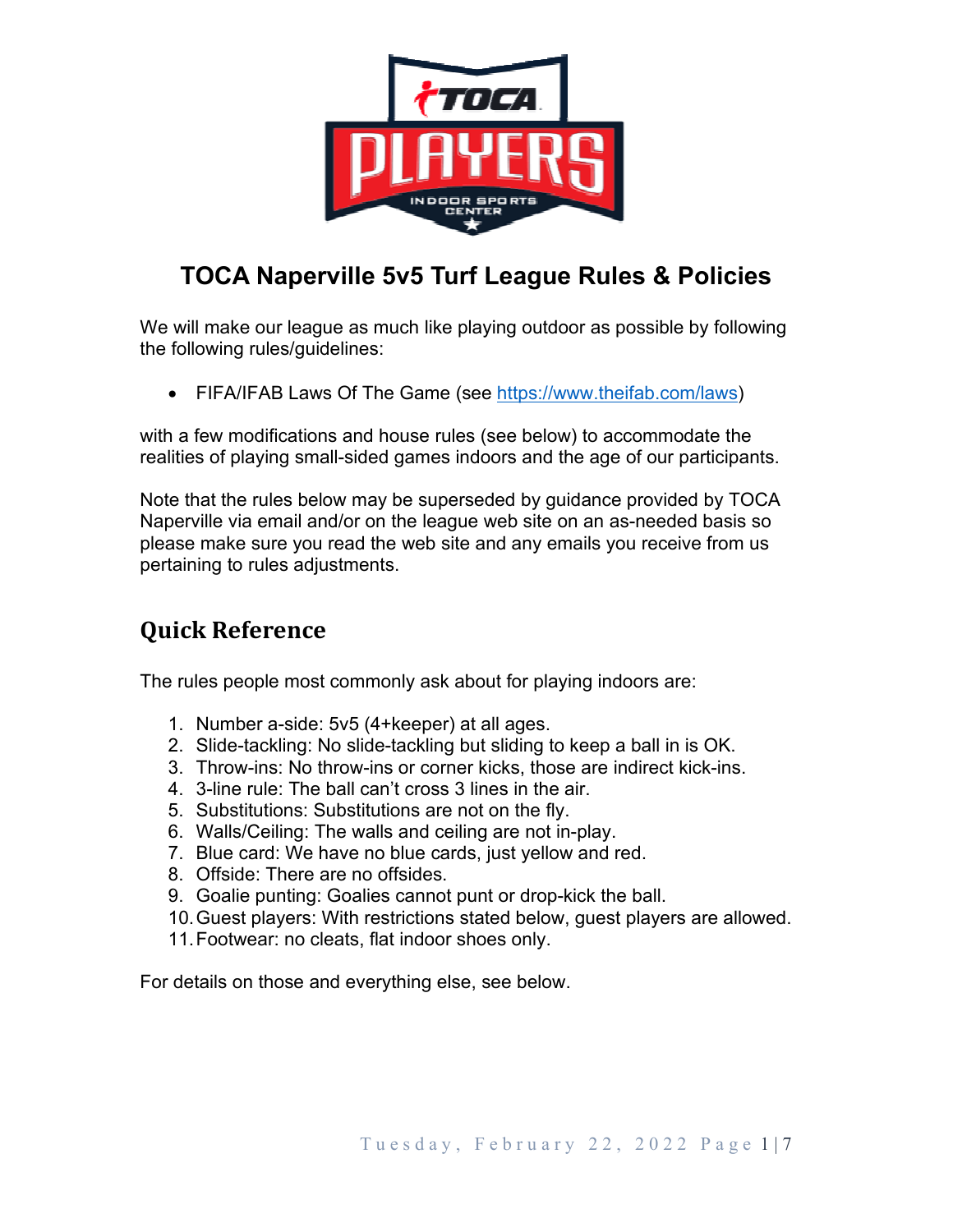# TOCA Naperville 5v5 Turf League Rules & Policies

We will make our league as much like playing outdoor as possible by following the following rules/guidelines:

- FIFA/IFAB Laws Of The Game (see [https://www.theifab.com/laws](https://www.theifab.com/laws))

with a few modifications and house rules (see below) to accommodate the realities of playing small-sided games indoors and the age of our participants.

Note that the rules below may be superseded by guidance provided by TOCA Naperville via email and/or on the league web site on an as-needed basis so please make sure you read the web site and any emails you receive from us pertaining to rules adjustments.

## Quick Reference

The rules people most commonly ask about for playing indoors are:

1. Number a-side: 5v5 (4+keeper) at all ages.
2. Slide-tackling: No slide-tackling but sliding to keep a ball in is OK.
3. Throw-ins: No throw-ins or corner kicks, those are indirect kick-ins.
4. 3-line rule: The ball can't cross 3 lines in the air.
5. Substitutions: Substitutions are not on the fly.
6. Walls/Ceiling: The walls and ceiling are not in-play.
7. Blue card: We have no blue cards, just yellow and red.
8. Offside: There are no offsides.
9. Goalie punting: Goalies cannot punt or drop-kick the ball.
10. Guest players: With restrictions stated below, guest players are allowed.
11. Footwear: no cleats, flat indoor shoes only.

For details on those and everything else, see below.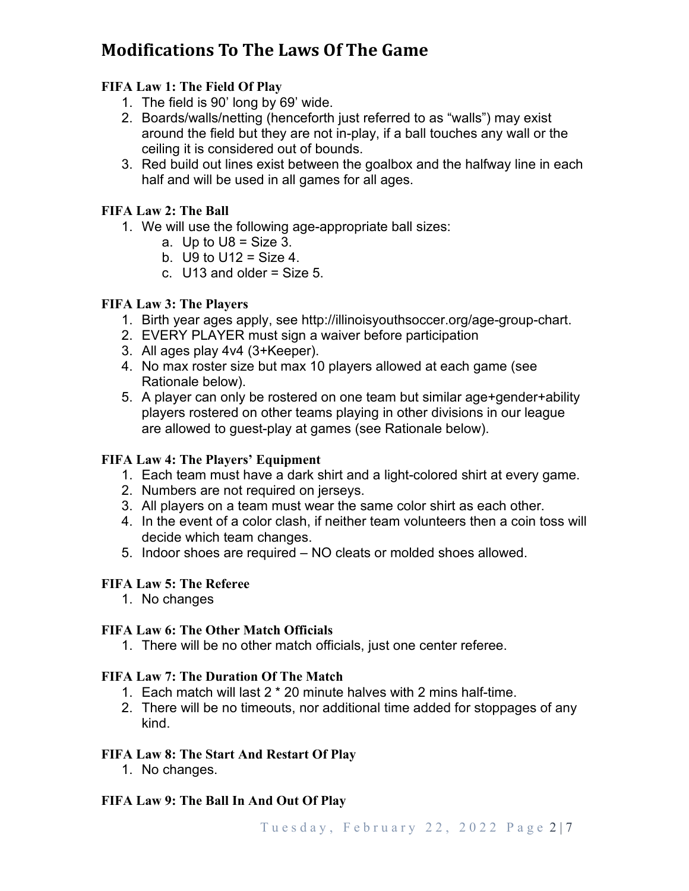# Modifications To The Laws Of The Game

### FIFA Law 1: The Field Of Play

1. The field is 90’ long by 69’ wide.
2. Boards/walls/netting (henceforth just referred to as “walls”) may exist around the field but they are not in-play, if a ball touches any wall or the ceiling it is considered out of bounds.
3. Red build out lines exist between the goalbox and the halfway line in each half and will be used in all games for all ages.

### FIFA Law 2: The Ball

1. We will use the following age-appropriate ball sizes:
   a. Up to U8 = Size 3.
   b. U9 to U12 = Size 4.
   c. U13 and older = Size 5.

### FIFA Law 3: The Players

1. Birth year ages apply, see http://illinoisyouthsoccer.org/age-group-chart.
2. EVERY PLAYER must sign a waiver before participation
3. All ages play 4v4 (3+Keeper).
4. No max roster size but max 10 players allowed at each game (see Rationale below).
5. A player can only be rostered on one team but similar age+gender+ability players rostered on other teams playing in other divisions in our league are allowed to guest-play at games (see Rationale below).

### FIFA Law 4: The Players’ Equipment

1. Each team must have a dark shirt and a light-colored shirt at every game.
2. Numbers are not required on jerseys.
3. All players on a team must wear the same color shirt as each other.
4. In the event of a color clash, if neither team volunteers then a coin toss will decide which team changes.
5. Indoor shoes are required – NO cleats or molded shoes allowed.

### FIFA Law 5: The Referee

1. No changes

### FIFA Law 6: The Other Match Officials

1. There will be no other match officials, just one center referee.

### FIFA Law 7: The Duration Of The Match

1. Each match will last 2 * 20 minute halves with 2 mins half-time.
2. There will be no timeouts, nor additional time added for stoppages of any kind.

### FIFA Law 8: The Start And Restart Of Play

1. No changes.

### FIFA Law 9: The Ball In And Out Of Play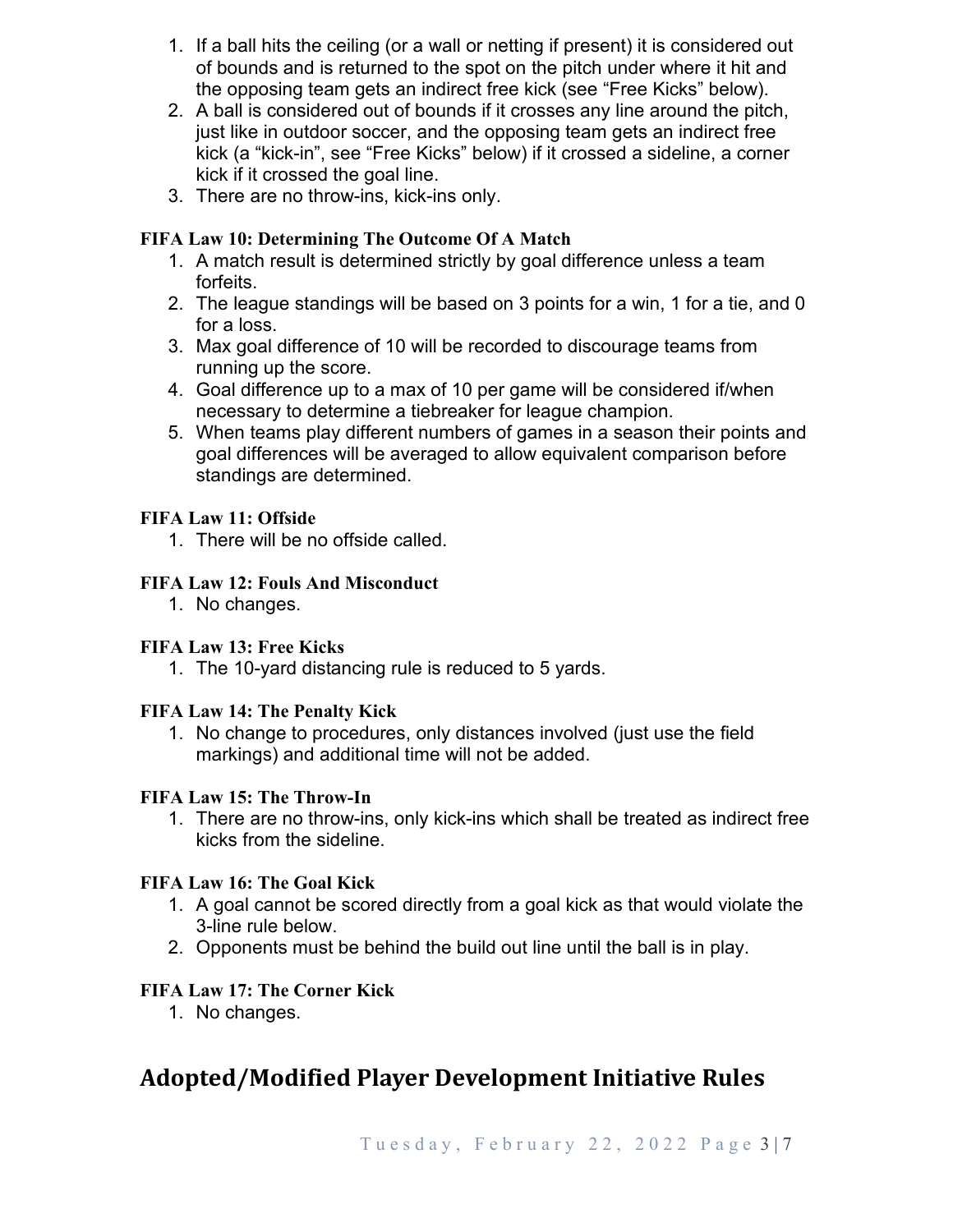1. If a ball hits the ceiling (or a wall or netting if present) it is considered out of bounds and is returned to the spot on the pitch under where it hit and the opposing team gets an indirect free kick (see "Free Kicks" below).
2. A ball is considered out of bounds if it crosses any line around the pitch, just like in outdoor soccer, and the opposing team gets an indirect free kick (a "kick-in", see "Free Kicks" below) if it crossed a sideline, a corner kick if it crossed the goal line.
3. There are no throw-ins, kick-ins only.

**FIFA Law 10: Determining The Outcome Of A Match**

1. A match result is determined strictly by goal difference unless a team forfeits.
2. The league standings will be based on 3 points for a win, 1 for a tie, and 0 for a loss.
3. Max goal difference of 10 will be recorded to discourage teams from running up the score.
4. Goal difference up to a max of 10 per game will be considered if/when necessary to determine a tiebreaker for league champion.
5. When teams play different numbers of games in a season their points and goal differences will be averaged to allow equivalent comparison before standings are determined.

**FIFA Law 11: Offside**

1. There will be no offside called.

**FIFA Law 12: Fouls And Misconduct**

1. No changes.

**FIFA Law 13: Free Kicks**

1. The 10-yard distancing rule is reduced to 5 yards.

**FIFA Law 14: The Penalty Kick**

1. No change to procedures, only distances involved (just use the field markings) and additional time will not be added.

**FIFA Law 15: The Throw-In**

1. There are no throw-ins, only kick-ins which shall be treated as indirect free kicks from the sideline.

**FIFA Law 16: The Goal Kick**

1. A goal cannot be scored directly from a goal kick as that would violate the 3-line rule below.
2. Opponents must be behind the build out line until the ball is in play.

**FIFA Law 17: The Corner Kick**

1. No changes.

## Adopted/Modified Player Development Initiative Rules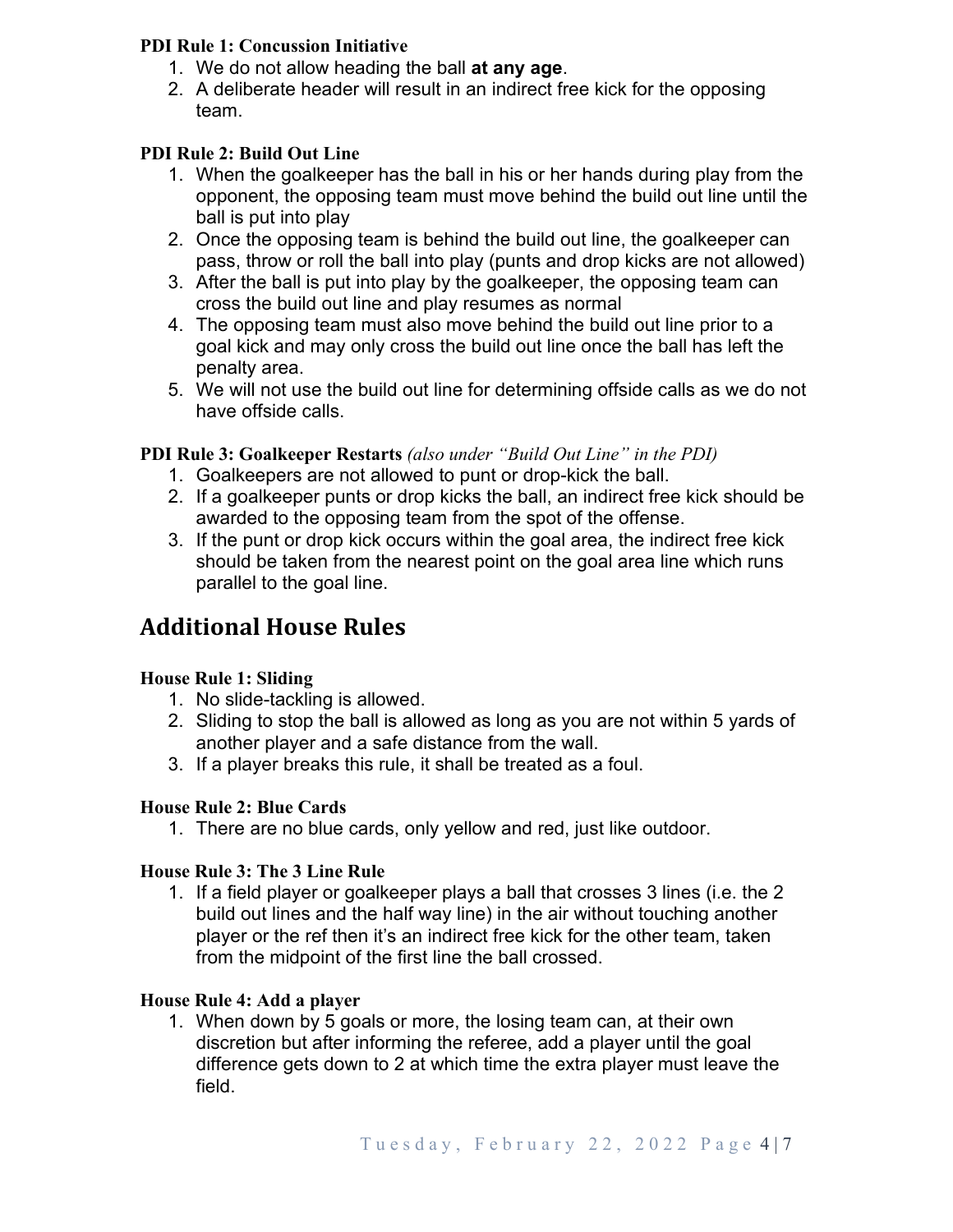**PDI Rule 1: Concussion Initiative**

1. We do not allow heading the ball **at any age**.
2. A deliberate header will result in an indirect free kick for the opposing team.

**PDI Rule 2: Build Out Line**

1. When the goalkeeper has the ball in his or her hands during play from the opponent, the opposing team must move behind the build out line until the ball is put into play
2. Once the opposing team is behind the build out line, the goalkeeper can pass, throw or roll the ball into play (punts and drop kicks are not allowed)
3. After the ball is put into play by the goalkeeper, the opposing team can cross the build out line and play resumes as normal
4. The opposing team must also move behind the build out line prior to a goal kick and may only cross the build out line once the ball has left the penalty area.
5. We will not use the build out line for determining offside calls as we do not have offside calls.

**PDI Rule 3: Goalkeeper Restarts** *(also under "Build Out Line" in the PDI)*

1. Goalkeepers are not allowed to punt or drop-kick the ball.
2. If a goalkeeper punts or drop kicks the ball, an indirect free kick should be awarded to the opposing team from the spot of the offense.
3. If the punt or drop kick occurs within the goal area, the indirect free kick should be taken from the nearest point on the goal area line which runs parallel to the goal line.

## Additional House Rules

**House Rule 1: Sliding**

1. No slide-tackling is allowed.
2. Sliding to stop the ball is allowed as long as you are not within 5 yards of another player and a safe distance from the wall.
3. If a player breaks this rule, it shall be treated as a foul.

**House Rule 2: Blue Cards**

1. There are no blue cards, only yellow and red, just like outdoor.

**House Rule 3: The 3 Line Rule**

1. If a field player or goalkeeper plays a ball that crosses 3 lines (i.e. the 2 build out lines and the half way line) in the air without touching another player or the ref then it's an indirect free kick for the other team, taken from the midpoint of the first line the ball crossed.

**House Rule 4: Add a player**

1. When down by 5 goals or more, the losing team can, at their own discretion but after informing the referee, add a player until the goal difference gets down to 2 at which time the extra player must leave the field.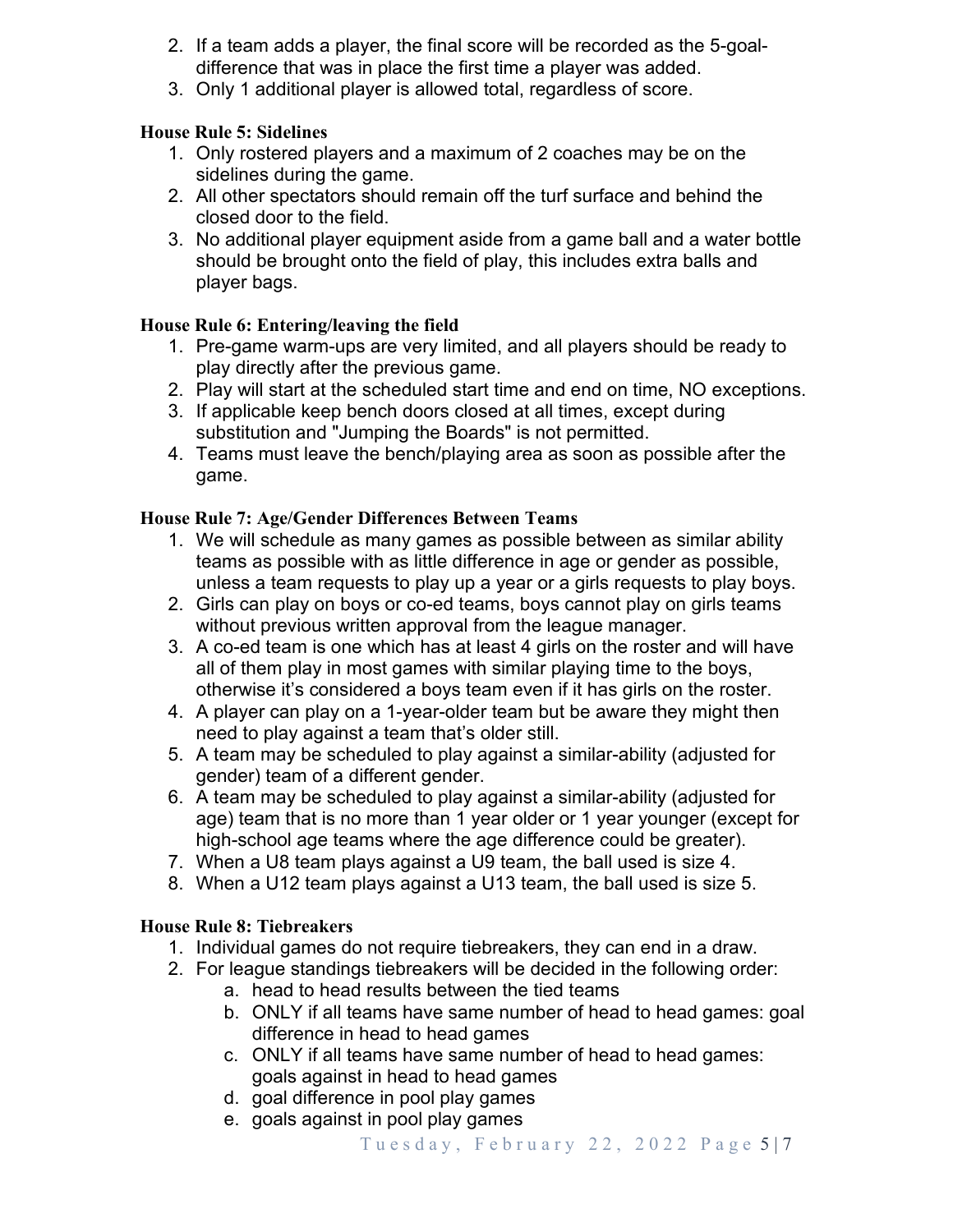2. If a team adds a player, the final score will be recorded as the 5-goal-difference that was in place the first time a player was added.
3. Only 1 additional player is allowed total, regardless of score.

**House Rule 5: Sidelines**

1. Only rostered players and a maximum of 2 coaches may be on the sidelines during the game.
2. All other spectators should remain off the turf surface and behind the closed door to the field.
3. No additional player equipment aside from a game ball and a water bottle should be brought onto the field of play, this includes extra balls and player bags.

**House Rule 6: Entering/leaving the field**

1. Pre-game warm-ups are very limited, and all players should be ready to play directly after the previous game.
2. Play will start at the scheduled start time and end on time, NO exceptions.
3. If applicable keep bench doors closed at all times, except during substitution and "Jumping the Boards" is not permitted.
4. Teams must leave the bench/playing area as soon as possible after the game.

**House Rule 7: Age/Gender Differences Between Teams**

1. We will schedule as many games as possible between as similar ability teams as possible with as little difference in age or gender as possible, unless a team requests to play up a year or a girls requests to play boys.
2. Girls can play on boys or co-ed teams, boys cannot play on girls teams without previous written approval from the league manager.
3. A co-ed team is one which has at least 4 girls on the roster and will have all of them play in most games with similar playing time to the boys, otherwise it's considered a boys team even if it has girls on the roster.
4. A player can play on a 1-year-older team but be aware they might then need to play against a team that's older still.
5. A team may be scheduled to play against a similar-ability (adjusted for gender) team of a different gender.
6. A team may be scheduled to play against a similar-ability (adjusted for age) team that is no more than 1 year older or 1 year younger (except for high-school age teams where the age difference could be greater).
7. When a U8 team plays against a U9 team, the ball used is size 4.
8. When a U12 team plays against a U13 team, the ball used is size 5.

**House Rule 8: Tiebreakers**

1. Individual games do not require tiebreakers, they can end in a draw.
2. For league standings tiebreakers will be decided in the following order:
   a. head to head results between the tied teams
   b. ONLY if all teams have same number of head to head games: goal difference in head to head games
   c. ONLY if all teams have same number of head to head games: goals against in head to head games
   d. goal difference in pool play games
   e. goals against in pool play games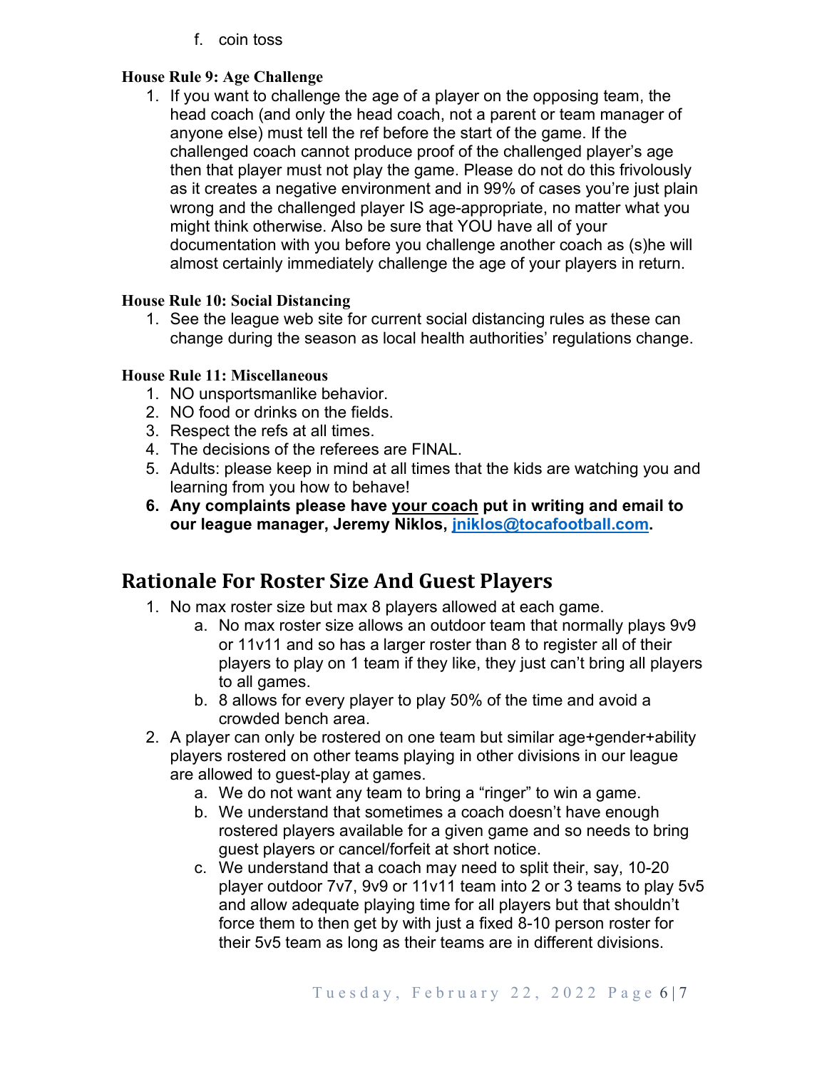f. coin toss

**House Rule 9: Age Challenge**

1. If you want to challenge the age of a player on the opposing team, the head coach (and only the head coach, not a parent or team manager of anyone else) must tell the ref before the start of the game. If the challenged coach cannot produce proof of the challenged player's age then that player must not play the game. Please do not do this frivolously as it creates a negative environment and in 99% of cases you're just plain wrong and the challenged player IS age-appropriate, no matter what you might think otherwise. Also be sure that YOU have all of your documentation with you before you challenge another coach as (s)he will almost certainly immediately challenge the age of your players in return.

**House Rule 10: Social Distancing**

1. See the league web site for current social distancing rules as these can change during the season as local health authorities' regulations change.

**House Rule 11: Miscellaneous**

1. NO unsportsmanlike behavior.
2. NO food or drinks on the fields.
3. Respect the refs at all times.
4. The decisions of the referees are FINAL.
5. Adults: please keep in mind at all times that the kids are watching you and learning from you how to behave!
6. **Any complaints please have <u>your coach</u> put in writing and email to our league manager, Jeremy Niklos, jniklos@tocafootball.com.**

## Rationale For Roster Size And Guest Players

1. No max roster size but max 8 players allowed at each game.
    a. No max roster size allows an outdoor team that normally plays 9v9 or 11v11 and so has a larger roster than 8 to register all of their players to play on 1 team if they like, they just can't bring all players to all games.
    b. 8 allows for every player to play 50% of the time and avoid a crowded bench area.
2. A player can only be rostered on one team but similar age+gender+ability players rostered on other teams playing in other divisions in our league are allowed to guest-play at games.
    a. We do not want any team to bring a "ringer" to win a game.
    b. We understand that sometimes a coach doesn't have enough rostered players available for a given game and so needs to bring guest players or cancel/forfeit at short notice.
    c. We understand that a coach may need to split their, say, 10-20 player outdoor 7v7, 9v9 or 11v11 team into 2 or 3 teams to play 5v5 and allow adequate playing time for all players but that shouldn't force them to then get by with just a fixed 8-10 person roster for their 5v5 team as long as their teams are in different divisions.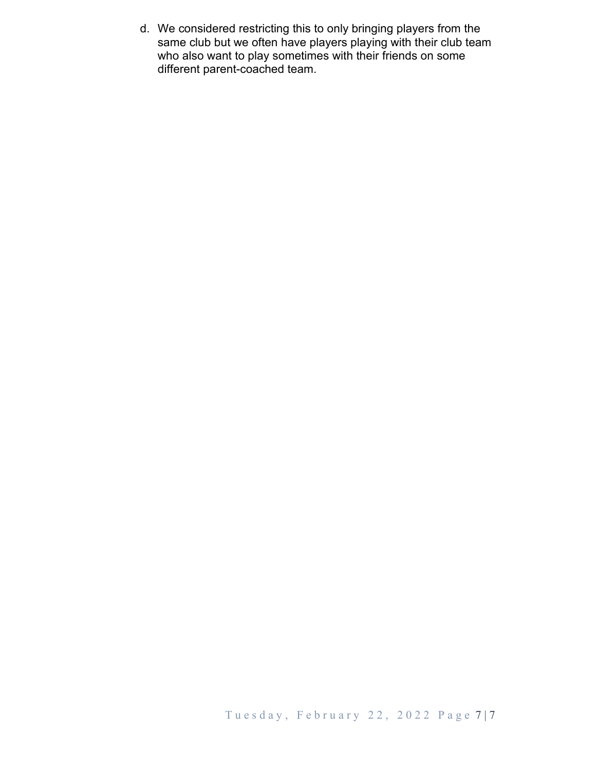d. We considered restricting this to only bringing players from the same club but we often have players playing with their club team who also want to play sometimes with their friends on some different parent-coached team.